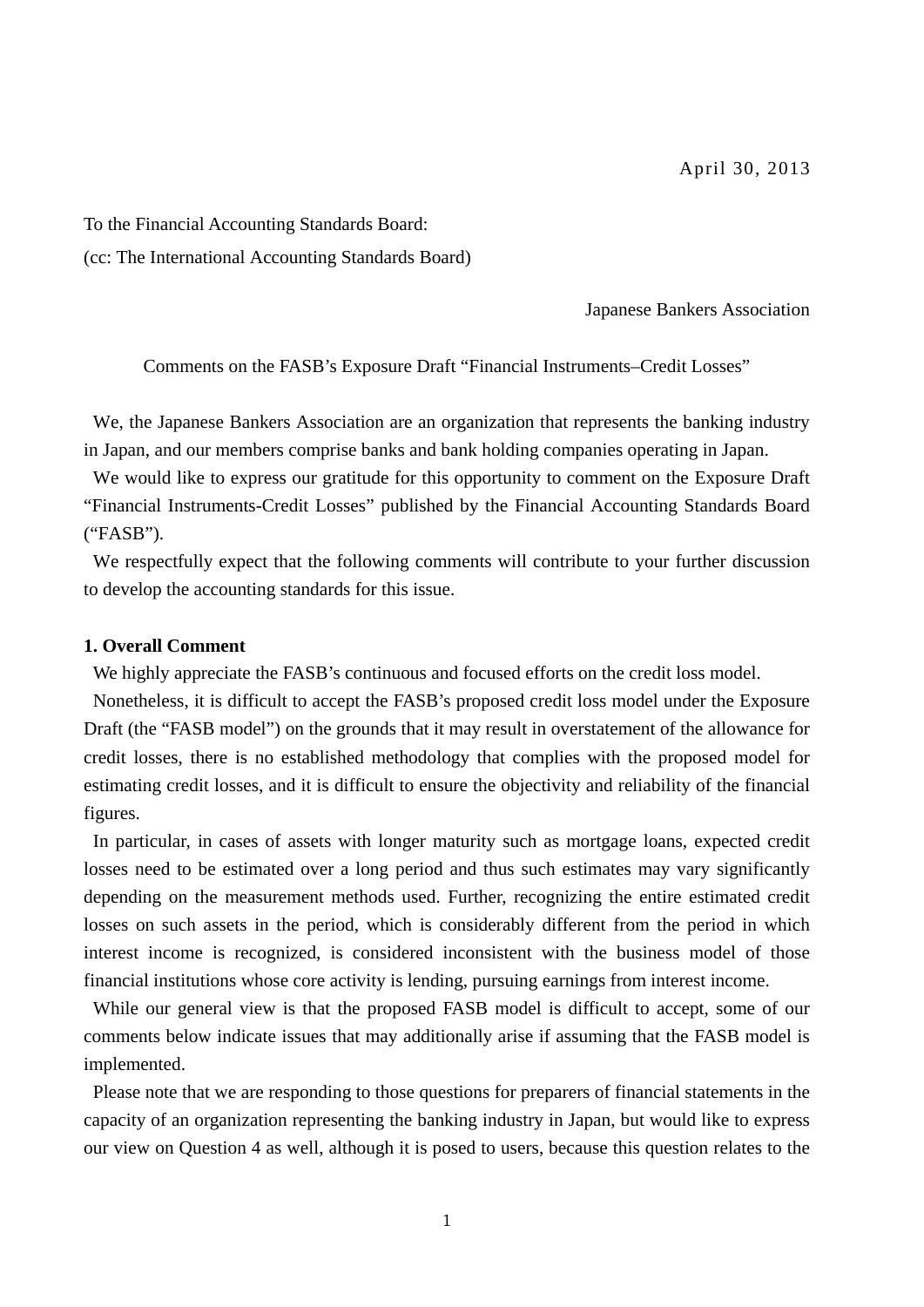April 30, 2013

To the Financial Accounting Standards Board:
(cc: The International Accounting Standards Board)

Japanese Bankers Association

Comments on the FASB's Exposure Draft "Financial Instruments–Credit Losses"

We, the Japanese Bankers Association are an organization that represents the banking industry in Japan, and our members comprise banks and bank holding companies operating in Japan.

We would like to express our gratitude for this opportunity to comment on the Exposure Draft "Financial Instruments-Credit Losses" published by the Financial Accounting Standards Board ("FASB").

We respectfully expect that the following comments will contribute to your further discussion to develop the accounting standards for this issue.

**1. Overall Comment**

We highly appreciate the FASB's continuous and focused efforts on the credit loss model.

Nonetheless, it is difficult to accept the FASB's proposed credit loss model under the Exposure Draft (the "FASB model") on the grounds that it may result in overstatement of the allowance for credit losses, there is no established methodology that complies with the proposed model for estimating credit losses, and it is difficult to ensure the objectivity and reliability of the financial figures.

In particular, in cases of assets with longer maturity such as mortgage loans, expected credit losses need to be estimated over a long period and thus such estimates may vary significantly depending on the measurement methods used. Further, recognizing the entire estimated credit losses on such assets in the period, which is considerably different from the period in which interest income is recognized, is considered inconsistent with the business model of those financial institutions whose core activity is lending, pursuing earnings from interest income.

While our general view is that the proposed FASB model is difficult to accept, some of our comments below indicate issues that may additionally arise if assuming that the FASB model is implemented.

Please note that we are responding to those questions for preparers of financial statements in the capacity of an organization representing the banking industry in Japan, but would like to express our view on Question 4 as well, although it is posed to users, because this question relates to the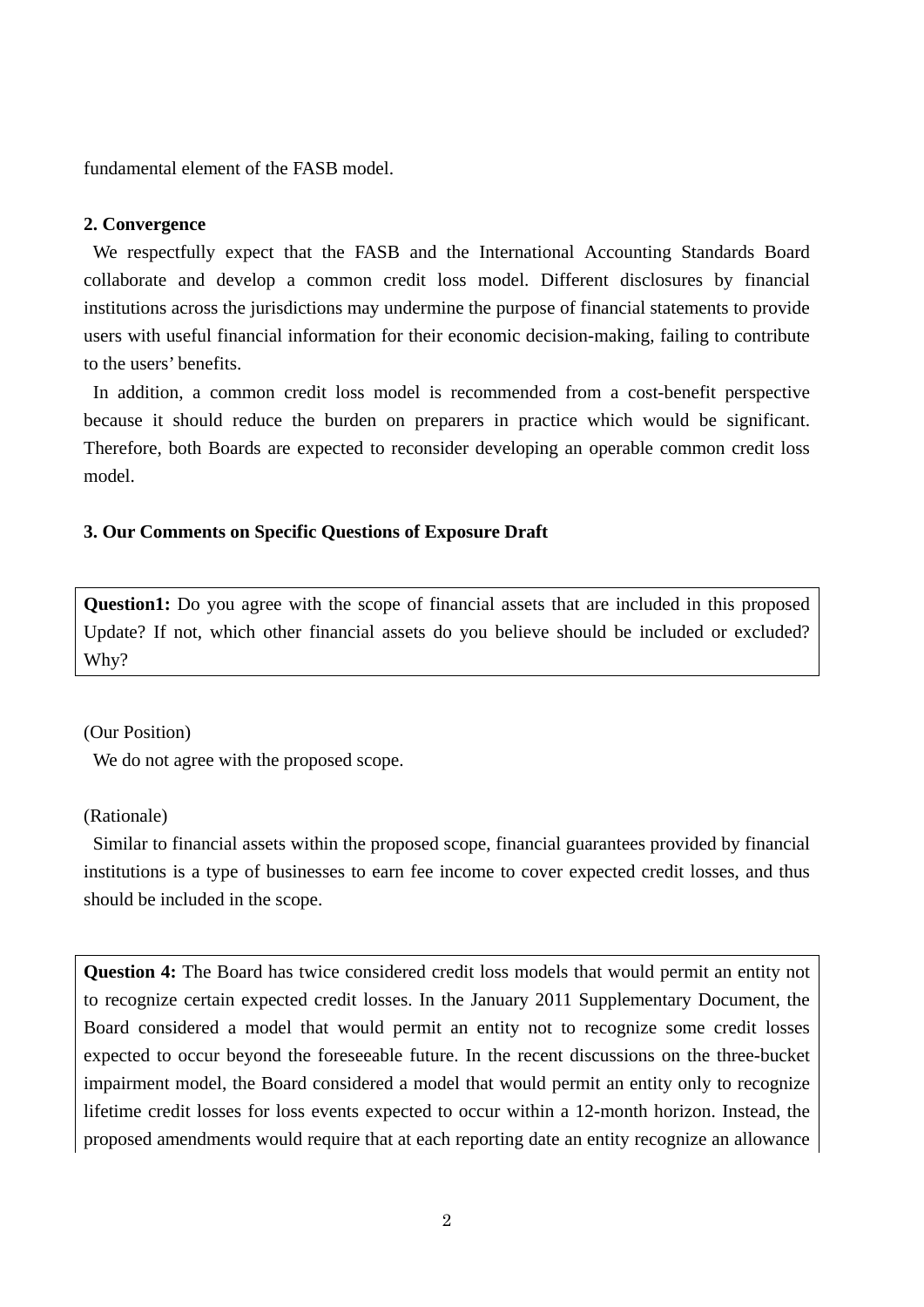fundamental element of the FASB model.

**2. Convergence**

We respectfully expect that the FASB and the International Accounting Standards Board collaborate and develop a common credit loss model. Different disclosures by financial institutions across the jurisdictions may undermine the purpose of financial statements to provide users with useful financial information for their economic decision-making, failing to contribute to the users' benefits.

In addition, a common credit loss model is recommended from a cost-benefit perspective because it should reduce the burden on preparers in practice which would be significant. Therefore, both Boards are expected to reconsider developing an operable common credit loss model.

**3. Our Comments on Specific Questions of Exposure Draft**

**Question1:** Do you agree with the scope of financial assets that are included in this proposed Update? If not, which other financial assets do you believe should be included or excluded? Why?

(Our Position)

We do not agree with the proposed scope.

(Rationale)

Similar to financial assets within the proposed scope, financial guarantees provided by financial institutions is a type of businesses to earn fee income to cover expected credit losses, and thus should be included in the scope.

**Question 4:** The Board has twice considered credit loss models that would permit an entity not to recognize certain expected credit losses. In the January 2011 Supplementary Document, the Board considered a model that would permit an entity not to recognize some credit losses expected to occur beyond the foreseeable future. In the recent discussions on the three-bucket impairment model, the Board considered a model that would permit an entity only to recognize lifetime credit losses for loss events expected to occur within a 12-month horizon. Instead, the proposed amendments would require that at each reporting date an entity recognize an allowance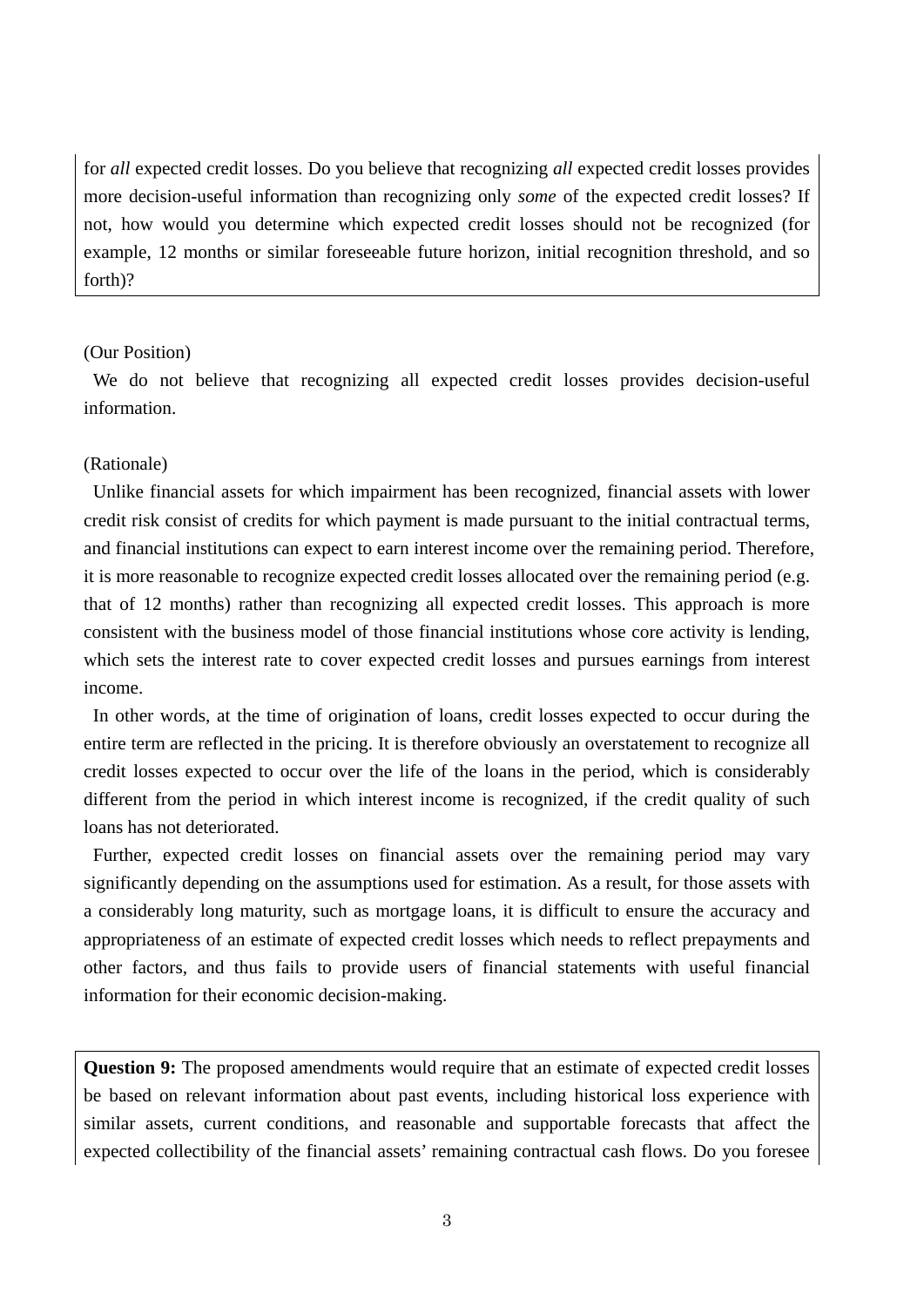for *all* expected credit losses. Do you believe that recognizing *all* expected credit losses provides more decision-useful information than recognizing only *some* of the expected credit losses? If not, how would you determine which expected credit losses should not be recognized (for example, 12 months or similar foreseeable future horizon, initial recognition threshold, and so forth)?

(Our Position)

We do not believe that recognizing all expected credit losses provides decision-useful information.

(Rationale)

Unlike financial assets for which impairment has been recognized, financial assets with lower credit risk consist of credits for which payment is made pursuant to the initial contractual terms, and financial institutions can expect to earn interest income over the remaining period. Therefore, it is more reasonable to recognize expected credit losses allocated over the remaining period (e.g. that of 12 months) rather than recognizing all expected credit losses. This approach is more consistent with the business model of those financial institutions whose core activity is lending, which sets the interest rate to cover expected credit losses and pursues earnings from interest income.

In other words, at the time of origination of loans, credit losses expected to occur during the entire term are reflected in the pricing. It is therefore obviously an overstatement to recognize all credit losses expected to occur over the life of the loans in the period, which is considerably different from the period in which interest income is recognized, if the credit quality of such loans has not deteriorated.

Further, expected credit losses on financial assets over the remaining period may vary significantly depending on the assumptions used for estimation. As a result, for those assets with a considerably long maturity, such as mortgage loans, it is difficult to ensure the accuracy and appropriateness of an estimate of expected credit losses which needs to reflect prepayments and other factors, and thus fails to provide users of financial statements with useful financial information for their economic decision-making.

**Question 9:** The proposed amendments would require that an estimate of expected credit losses be based on relevant information about past events, including historical loss experience with similar assets, current conditions, and reasonable and supportable forecasts that affect the expected collectibility of the financial assets' remaining contractual cash flows. Do you foresee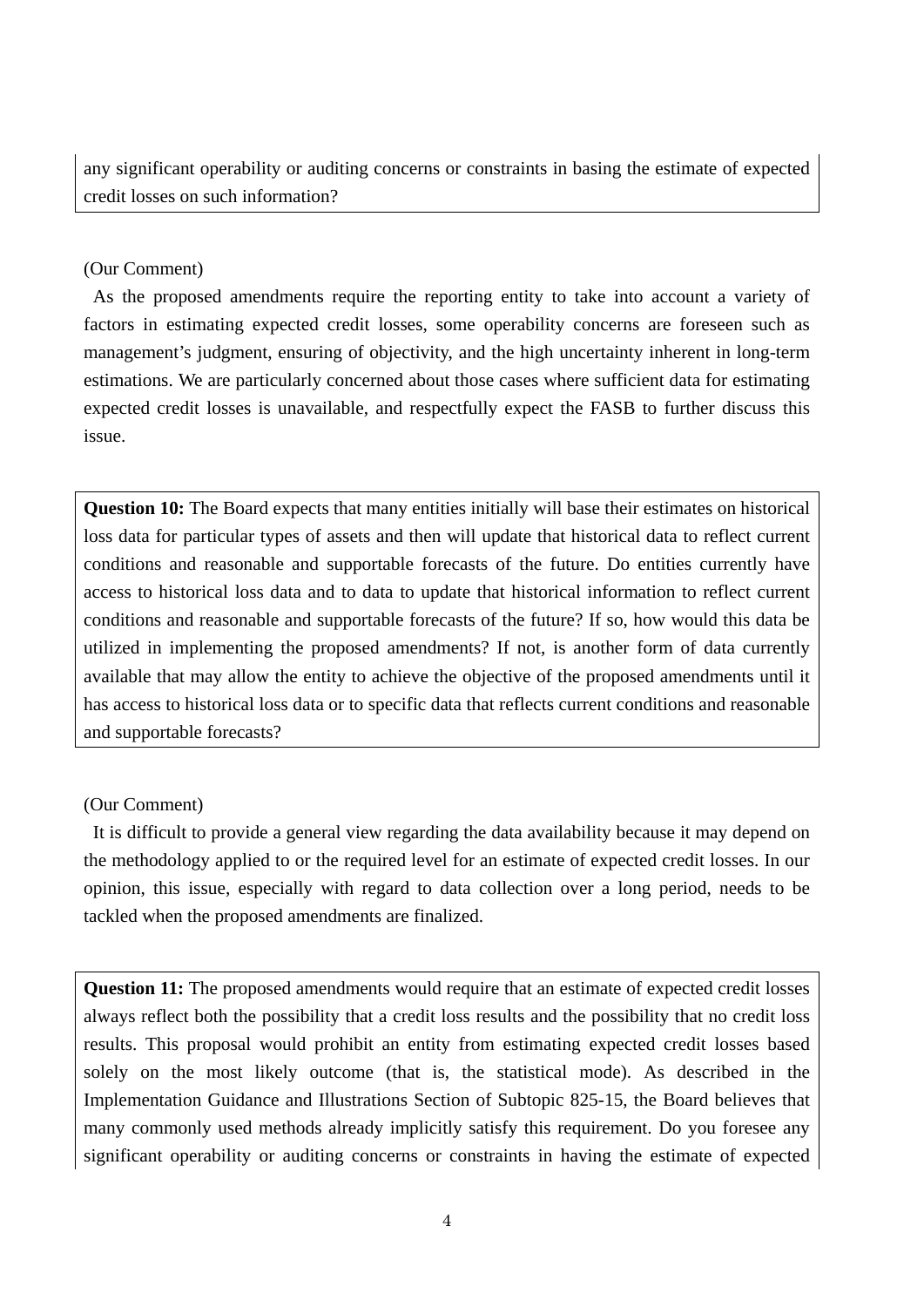any significant operability or auditing concerns or constraints in basing the estimate of expected credit losses on such information?

(Our Comment)

As the proposed amendments require the reporting entity to take into account a variety of factors in estimating expected credit losses, some operability concerns are foreseen such as management's judgment, ensuring of objectivity, and the high uncertainty inherent in long-term estimations. We are particularly concerned about those cases where sufficient data for estimating expected credit losses is unavailable, and respectfully expect the FASB to further discuss this issue.

**Question 10:** The Board expects that many entities initially will base their estimates on historical loss data for particular types of assets and then will update that historical data to reflect current conditions and reasonable and supportable forecasts of the future. Do entities currently have access to historical loss data and to data to update that historical information to reflect current conditions and reasonable and supportable forecasts of the future? If so, how would this data be utilized in implementing the proposed amendments? If not, is another form of data currently available that may allow the entity to achieve the objective of the proposed amendments until it has access to historical loss data or to specific data that reflects current conditions and reasonable and supportable forecasts?

(Our Comment)

It is difficult to provide a general view regarding the data availability because it may depend on the methodology applied to or the required level for an estimate of expected credit losses. In our opinion, this issue, especially with regard to data collection over a long period, needs to be tackled when the proposed amendments are finalized.

**Question 11:** The proposed amendments would require that an estimate of expected credit losses always reflect both the possibility that a credit loss results and the possibility that no credit loss results. This proposal would prohibit an entity from estimating expected credit losses based solely on the most likely outcome (that is, the statistical mode). As described in the Implementation Guidance and Illustrations Section of Subtopic 825-15, the Board believes that many commonly used methods already implicitly satisfy this requirement. Do you foresee any significant operability or auditing concerns or constraints in having the estimate of expected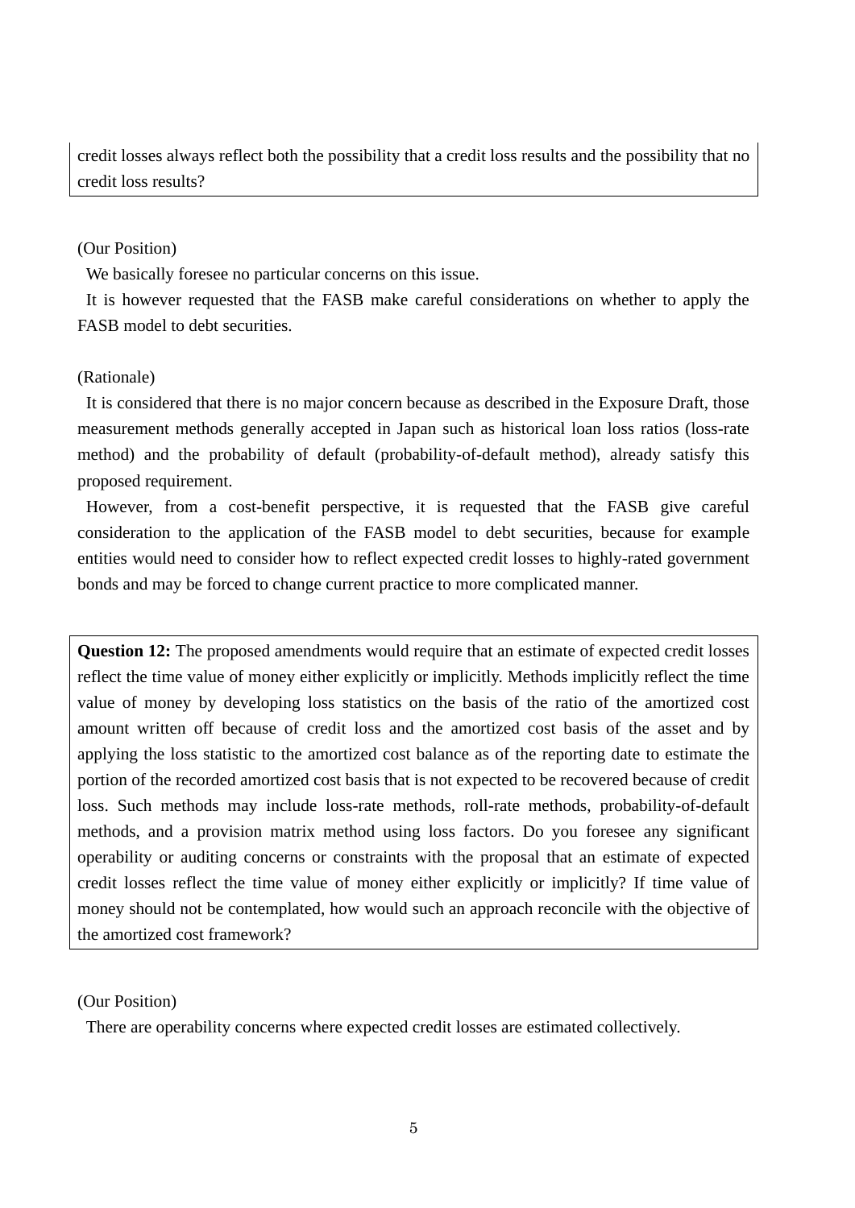credit losses always reflect both the possibility that a credit loss results and the possibility that no credit loss results?

(Our Position)

We basically foresee no particular concerns on this issue.

It is however requested that the FASB make careful considerations on whether to apply the FASB model to debt securities.

(Rationale)

It is considered that there is no major concern because as described in the Exposure Draft, those measurement methods generally accepted in Japan such as historical loan loss ratios (loss-rate method) and the probability of default (probability-of-default method), already satisfy this proposed requirement.

However, from a cost-benefit perspective, it is requested that the FASB give careful consideration to the application of the FASB model to debt securities, because for example entities would need to consider how to reflect expected credit losses to highly-rated government bonds and may be forced to change current practice to more complicated manner.

**Question 12:** The proposed amendments would require that an estimate of expected credit losses reflect the time value of money either explicitly or implicitly. Methods implicitly reflect the time value of money by developing loss statistics on the basis of the ratio of the amortized cost amount written off because of credit loss and the amortized cost basis of the asset and by applying the loss statistic to the amortized cost balance as of the reporting date to estimate the portion of the recorded amortized cost basis that is not expected to be recovered because of credit loss. Such methods may include loss-rate methods, roll-rate methods, probability-of-default methods, and a provision matrix method using loss factors. Do you foresee any significant operability or auditing concerns or constraints with the proposal that an estimate of expected credit losses reflect the time value of money either explicitly or implicitly? If time value of money should not be contemplated, how would such an approach reconcile with the objective of the amortized cost framework?

(Our Position)

There are operability concerns where expected credit losses are estimated collectively.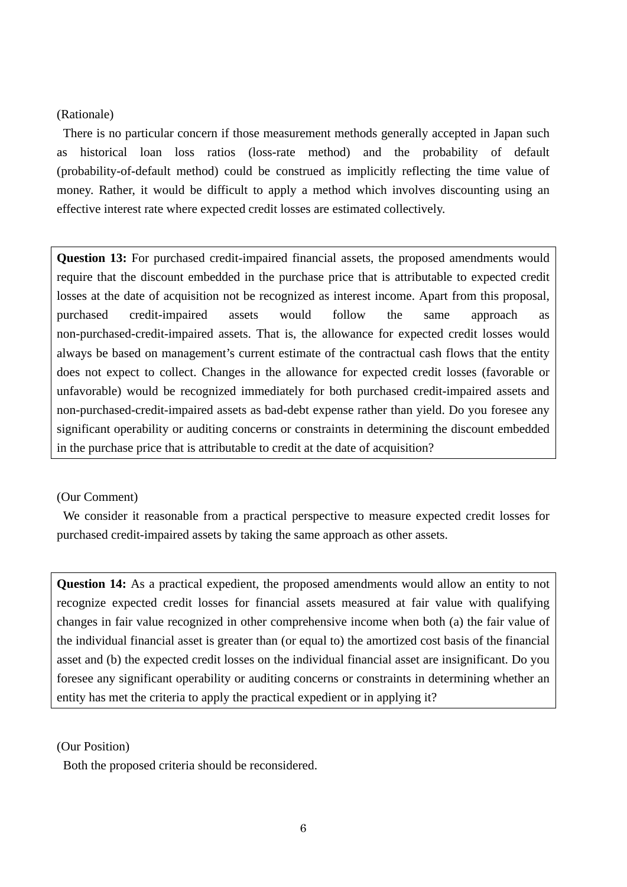(Rationale)

There is no particular concern if those measurement methods generally accepted in Japan such as historical loan loss ratios (loss-rate method) and the probability of default (probability-of-default method) could be construed as implicitly reflecting the time value of money. Rather, it would be difficult to apply a method which involves discounting using an effective interest rate where expected credit losses are estimated collectively.

> **Question 13:** For purchased credit-impaired financial assets, the proposed amendments would require that the discount embedded in the purchase price that is attributable to expected credit losses at the date of acquisition not be recognized as interest income. Apart from this proposal, purchased credit-impaired assets would follow the same approach as non-purchased-credit-impaired assets. That is, the allowance for expected credit losses would always be based on management's current estimate of the contractual cash flows that the entity does not expect to collect. Changes in the allowance for expected credit losses (favorable or unfavorable) would be recognized immediately for both purchased credit-impaired assets and non-purchased-credit-impaired assets as bad-debt expense rather than yield. Do you foresee any significant operability or auditing concerns or constraints in determining the discount embedded in the purchase price that is attributable to credit at the date of acquisition?

(Our Comment)

We consider it reasonable from a practical perspective to measure expected credit losses for purchased credit-impaired assets by taking the same approach as other assets.

> **Question 14:** As a practical expedient, the proposed amendments would allow an entity to not recognize expected credit losses for financial assets measured at fair value with qualifying changes in fair value recognized in other comprehensive income when both (a) the fair value of the individual financial asset is greater than (or equal to) the amortized cost basis of the financial asset and (b) the expected credit losses on the individual financial asset are insignificant. Do you foresee any significant operability or auditing concerns or constraints in determining whether an entity has met the criteria to apply the practical expedient or in applying it?

(Our Position)

Both the proposed criteria should be reconsidered.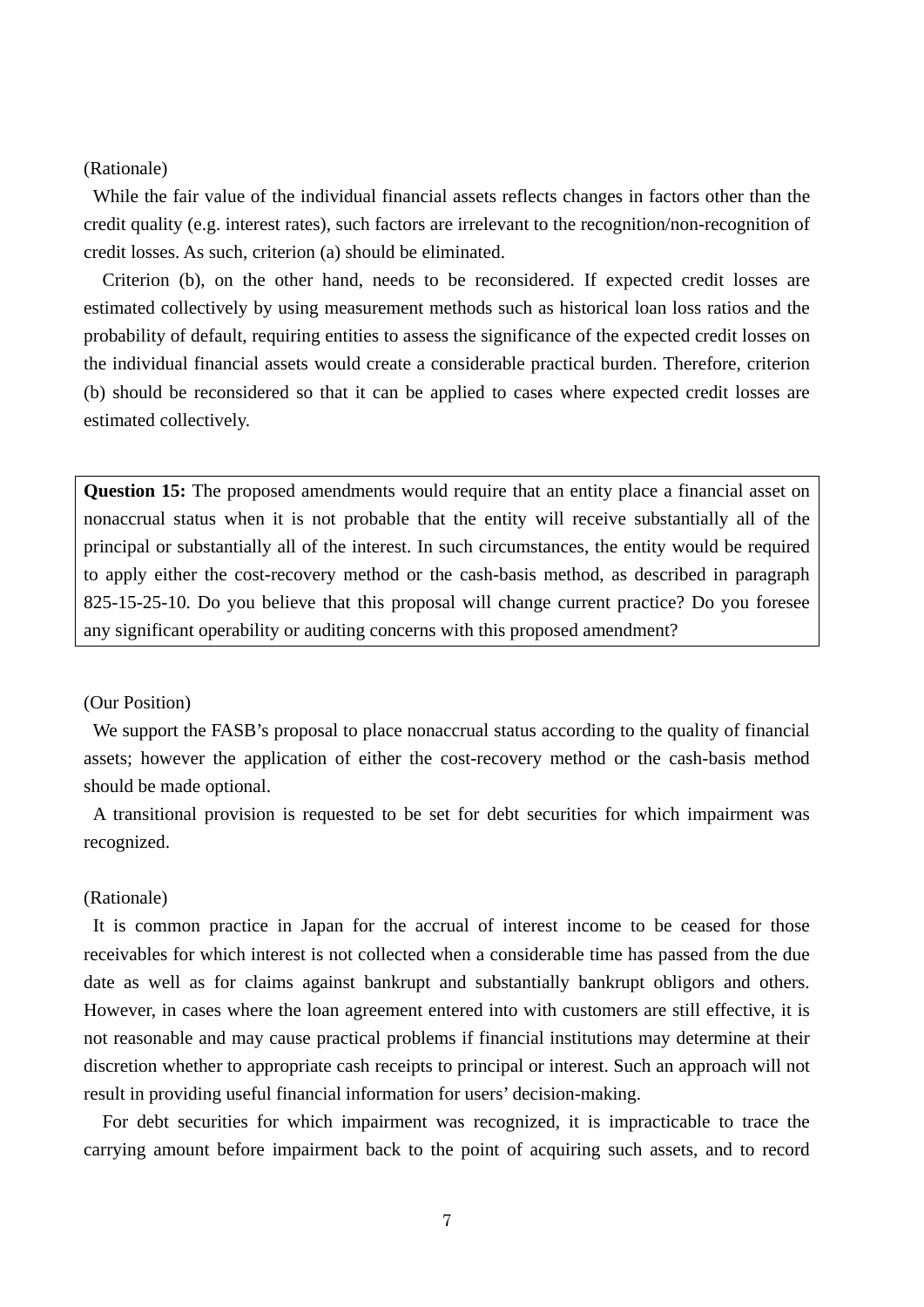(Rationale)

While the fair value of the individual financial assets reflects changes in factors other than the credit quality (e.g. interest rates), such factors are irrelevant to the recognition/non-recognition of credit losses. As such, criterion (a) should be eliminated.

Criterion (b), on the other hand, needs to be reconsidered. If expected credit losses are estimated collectively by using measurement methods such as historical loan loss ratios and the probability of default, requiring entities to assess the significance of the expected credit losses on the individual financial assets would create a considerable practical burden. Therefore, criterion (b) should be reconsidered so that it can be applied to cases where expected credit losses are estimated collectively.

> **Question 15:** The proposed amendments would require that an entity place a financial asset on nonaccrual status when it is not probable that the entity will receive substantially all of the principal or substantially all of the interest. In such circumstances, the entity would be required to apply either the cost-recovery method or the cash-basis method, as described in paragraph 825-15-25-10. Do you believe that this proposal will change current practice? Do you foresee any significant operability or auditing concerns with this proposed amendment?

(Our Position)

We support the FASB's proposal to place nonaccrual status according to the quality of financial assets; however the application of either the cost-recovery method or the cash-basis method should be made optional.

A transitional provision is requested to be set for debt securities for which impairment was recognized.

(Rationale)

It is common practice in Japan for the accrual of interest income to be ceased for those receivables for which interest is not collected when a considerable time has passed from the due date as well as for claims against bankrupt and substantially bankrupt obligors and others. However, in cases where the loan agreement entered into with customers are still effective, it is not reasonable and may cause practical problems if financial institutions may determine at their discretion whether to appropriate cash receipts to principal or interest. Such an approach will not result in providing useful financial information for users' decision-making.

For debt securities for which impairment was recognized, it is impracticable to trace the carrying amount before impairment back to the point of acquiring such assets, and to record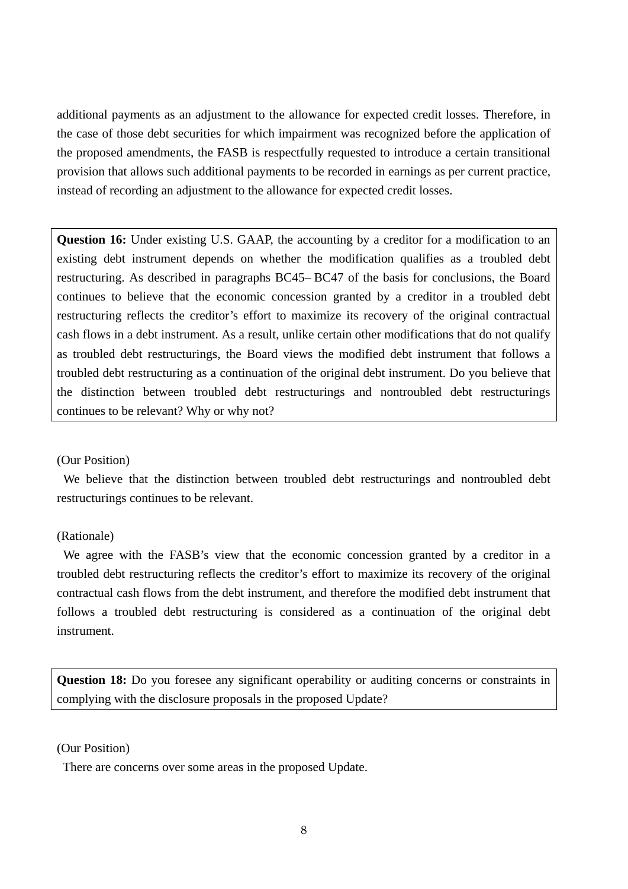additional payments as an adjustment to the allowance for expected credit losses. Therefore, in the case of those debt securities for which impairment was recognized before the application of the proposed amendments, the FASB is respectfully requested to introduce a certain transitional provision that allows such additional payments to be recorded in earnings as per current practice, instead of recording an adjustment to the allowance for expected credit losses.

> **Question 16:** Under existing U.S. GAAP, the accounting by a creditor for a modification to an existing debt instrument depends on whether the modification qualifies as a troubled debt restructuring. As described in paragraphs BC45– BC47 of the basis for conclusions, the Board continues to believe that the economic concession granted by a creditor in a troubled debt restructuring reflects the creditor's effort to maximize its recovery of the original contractual cash flows in a debt instrument. As a result, unlike certain other modifications that do not qualify as troubled debt restructurings, the Board views the modified debt instrument that follows a troubled debt restructuring as a continuation of the original debt instrument. Do you believe that the distinction between troubled debt restructurings and nontroubled debt restructurings continues to be relevant? Why or why not?

(Our Position)

We believe that the distinction between troubled debt restructurings and nontroubled debt restructurings continues to be relevant.

(Rationale)

We agree with the FASB's view that the economic concession granted by a creditor in a troubled debt restructuring reflects the creditor's effort to maximize its recovery of the original contractual cash flows from the debt instrument, and therefore the modified debt instrument that follows a troubled debt restructuring is considered as a continuation of the original debt instrument.

> **Question 18:** Do you foresee any significant operability or auditing concerns or constraints in complying with the disclosure proposals in the proposed Update?

(Our Position)

There are concerns over some areas in the proposed Update.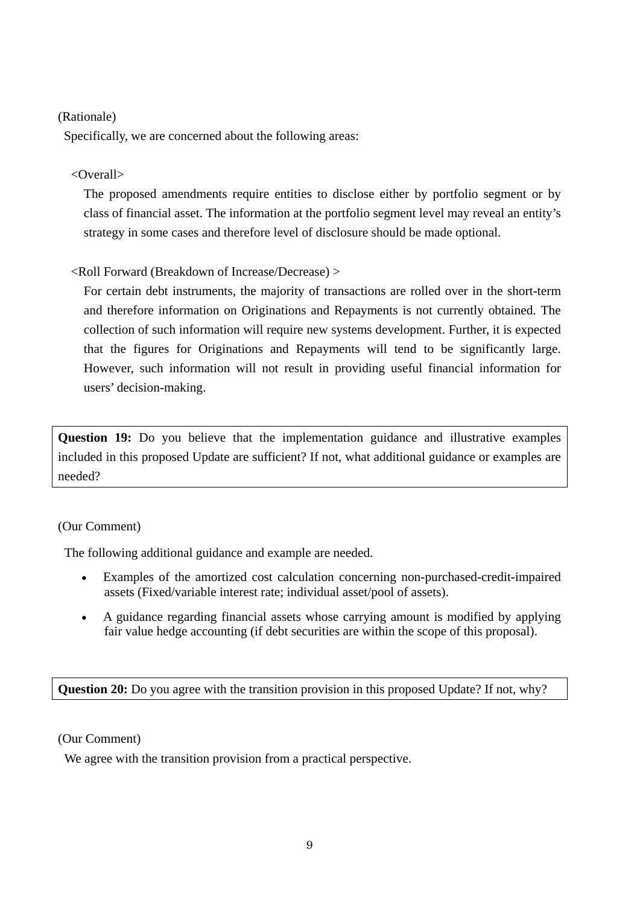(Rationale)

Specifically, we are concerned about the following areas:

<Overall>

The proposed amendments require entities to disclose either by portfolio segment or by class of financial asset. The information at the portfolio segment level may reveal an entity's strategy in some cases and therefore level of disclosure should be made optional.

<Roll Forward (Breakdown of Increase/Decrease) >

For certain debt instruments, the majority of transactions are rolled over in the short-term and therefore information on Originations and Repayments is not currently obtained. The collection of such information will require new systems development. Further, it is expected that the figures for Originations and Repayments will tend to be significantly large. However, such information will not result in providing useful financial information for users' decision-making.

> **Question 19:** Do you believe that the implementation guidance and illustrative examples included in this proposed Update are sufficient? If not, what additional guidance or examples are needed?

(Our Comment)

The following additional guidance and example are needed.

- Examples of the amortized cost calculation concerning non-purchased-credit-impaired assets (Fixed/variable interest rate; individual asset/pool of assets).
- A guidance regarding financial assets whose carrying amount is modified by applying fair value hedge accounting (if debt securities are within the scope of this proposal).

> **Question 20:** Do you agree with the transition provision in this proposed Update? If not, why?

(Our Comment)

We agree with the transition provision from a practical perspective.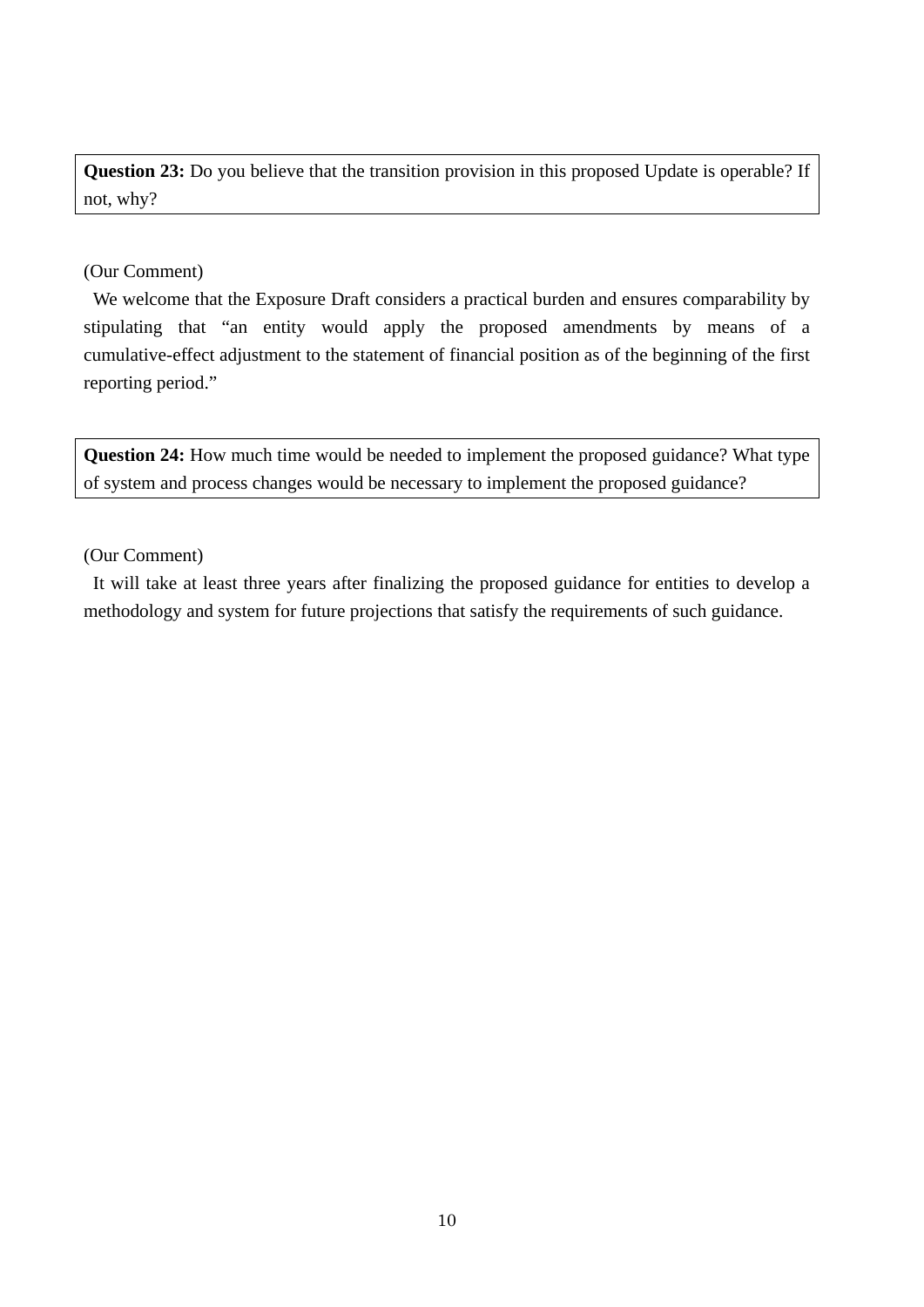**Question 23:** Do you believe that the transition provision in this proposed Update is operable? If not, why?

(Our Comment)

We welcome that the Exposure Draft considers a practical burden and ensures comparability by stipulating that "an entity would apply the proposed amendments by means of a cumulative-effect adjustment to the statement of financial position as of the beginning of the first reporting period."

**Question 24:** How much time would be needed to implement the proposed guidance? What type of system and process changes would be necessary to implement the proposed guidance?

(Our Comment)

It will take at least three years after finalizing the proposed guidance for entities to develop a methodology and system for future projections that satisfy the requirements of such guidance.